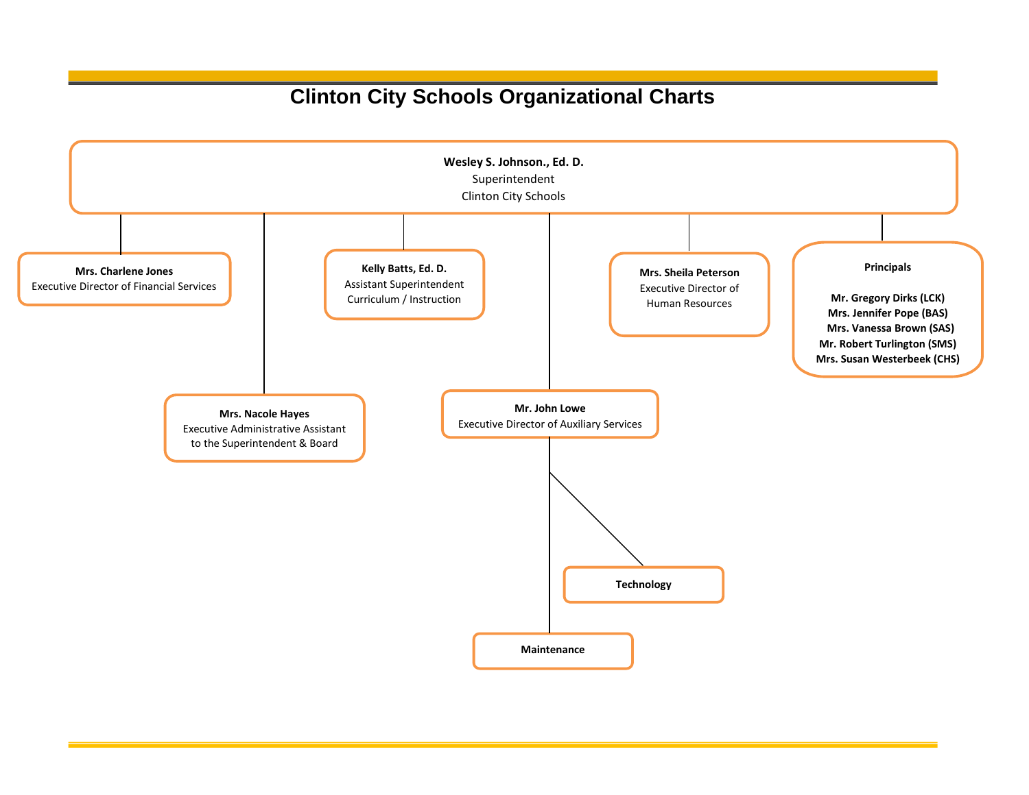# Clinton City Schools Organizational Charts

**Wesley S. Johnson., Ed. D.**
Superintendent
Clinton City Schools

- **Mrs. Charlene Jones**
  Executive Director of Financial Services

- **Mrs. Nacole Hayes**
  Executive Administrative Assistant to the Superintendent & Board

- **Kelly Batts, Ed. D.**
  Assistant Superintendent
  Curriculum / Instruction

- **Mr. John Lowe**
  Executive Director of Auxiliary Services
  - **Technology**
  - **Maintenance**

- **Mrs. Sheila Peterson**
  Executive Director of Human Resources

- **Principals**
  - **Mr. Gregory Dirks (LCK)**
  - **Mrs. Jennifer Pope (BAS)**
  - **Mrs. Vanessa Brown (SAS)**
  - **Mr. Robert Turlington (SMS)**
  - **Mrs. Susan Westerbeek (CHS)**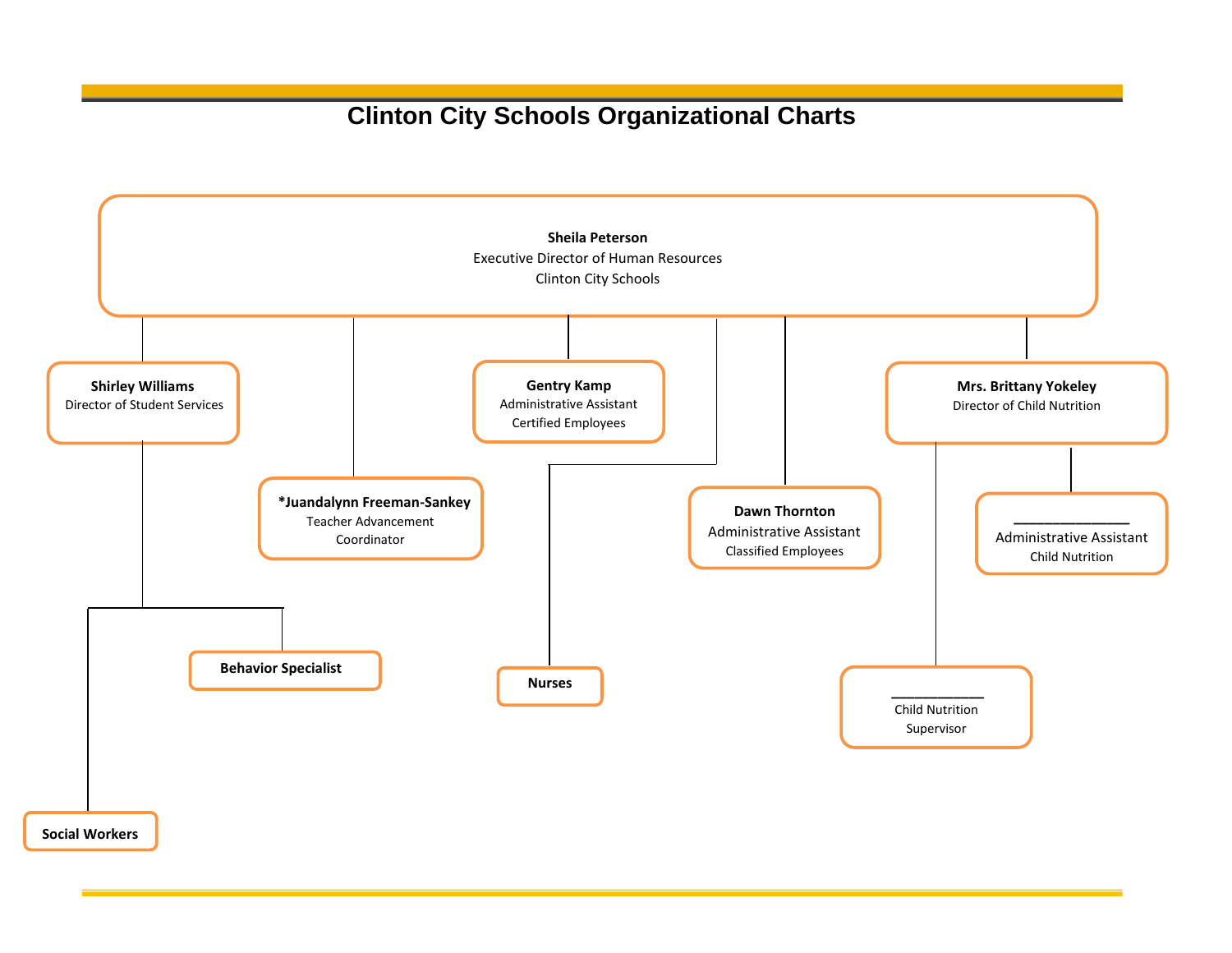# Clinton City Schools Organizational Charts

**Sheila Peterson**
Executive Director of Human Resources
Clinton City Schools

- **Shirley Williams**
  Director of Student Services
  - **Behavior Specialist**
  - **Social Workers**
- ***Juandalynn Freeman-Sankey**
  Teacher Advancement Coordinator
- **Gentry Kamp**
  Administrative Assistant
  Certified Employees
- **Nurses**
- **Dawn Thornton**
  Administrative Assistant
  Classified Employees
- **Mrs. Brittany Yokeley**
  Director of Child Nutrition
  - ______________
    Administrative Assistant
    Child Nutrition
  - ___________
    Child Nutrition
    Supervisor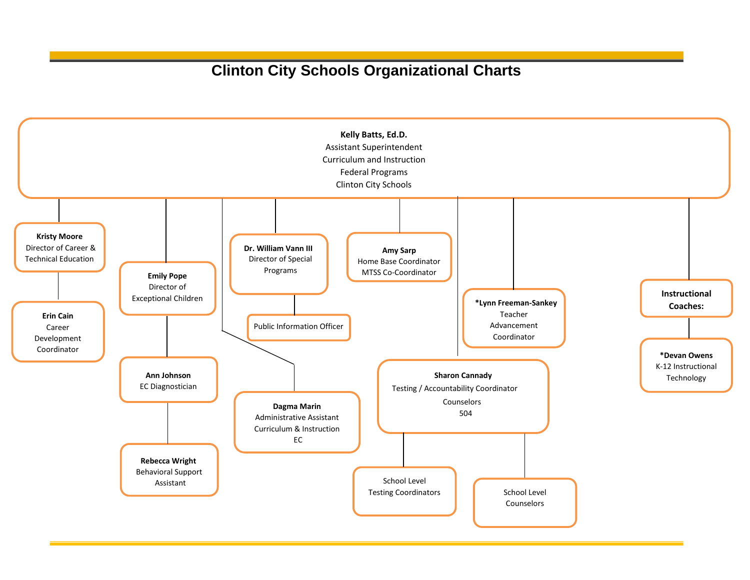# Clinton City Schools Organizational Charts

**Kelly Batts, Ed.D.**
Assistant Superintendent
Curriculum and Instruction
Federal Programs
Clinton City Schools

- **Kristy Moore**
  Director of Career & Technical Education
  - **Erin Cain**
    Career Development Coordinator
- **Emily Pope**
  Director of Exceptional Children
  - **Ann Johnson**
    EC Diagnostician
    - **Rebecca Wright**
      Behavioral Support Assistant
- **Dagma Marin**
  Administrative Assistant
  Curriculum & Instruction
  EC
- **Dr. William Vann III**
  Director of Special Programs
  - Public Information Officer
- **Amy Sarp**
  Home Base Coordinator
  MTSS Co-Coordinator
- **Sharon Cannady**
  Testing / Accountability Coordinator
  Counselors
  504
  - School Level Testing Coordinators
  - School Level Counselors
- ***Lynn Freeman-Sankey**
  Teacher Advancement Coordinator
- **Instructional Coaches:**
  - ***Devan Owens**
    K-12 Instructional Technology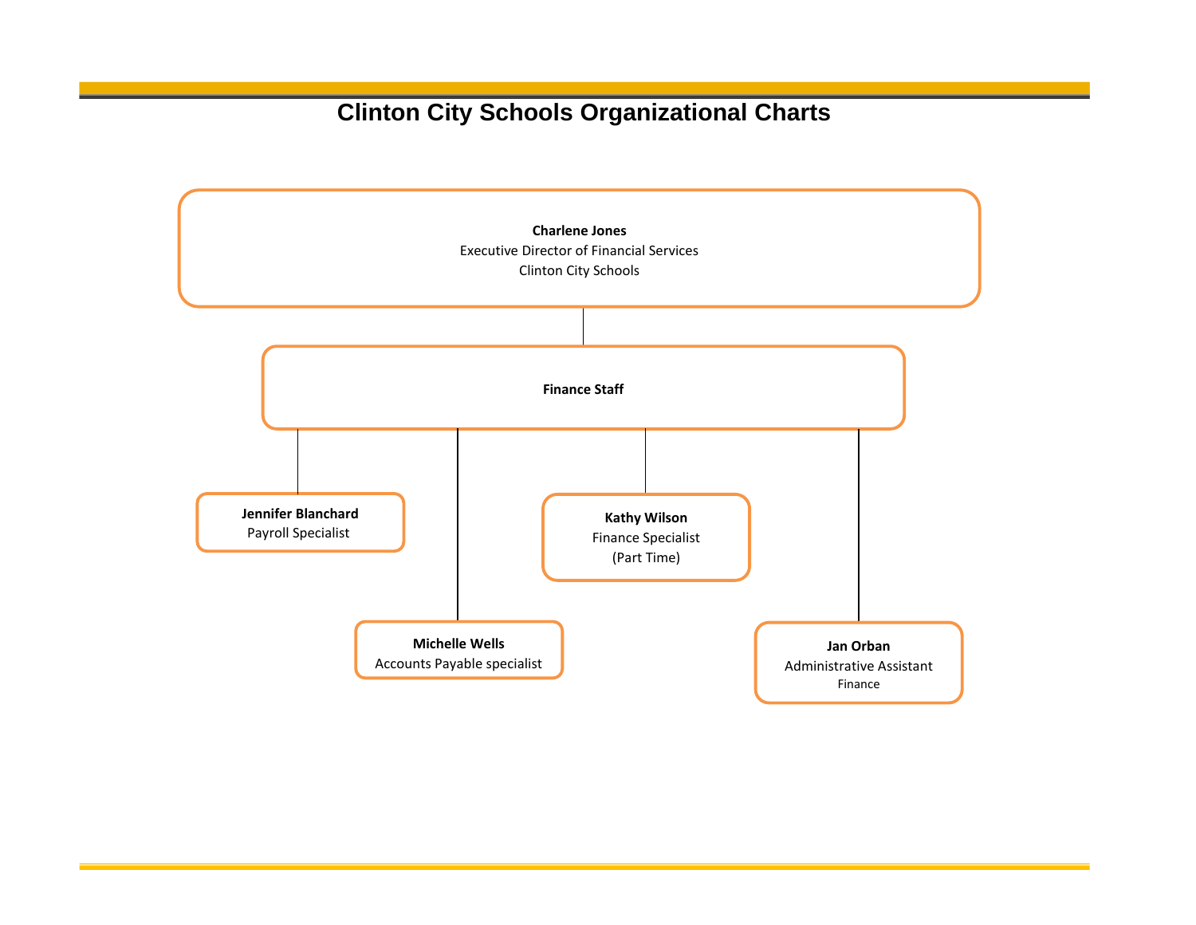# Clinton City Schools Organizational Charts

**Charlene Jones**
Executive Director of Financial Services
Clinton City Schools

**Finance Staff**

- **Jennifer Blanchard**
  Payroll Specialist
- **Michelle Wells**
  Accounts Payable specialist
- **Kathy Wilson**
  Finance Specialist
  (Part Time)
- **Jan Orban**
  Administrative Assistant
  Finance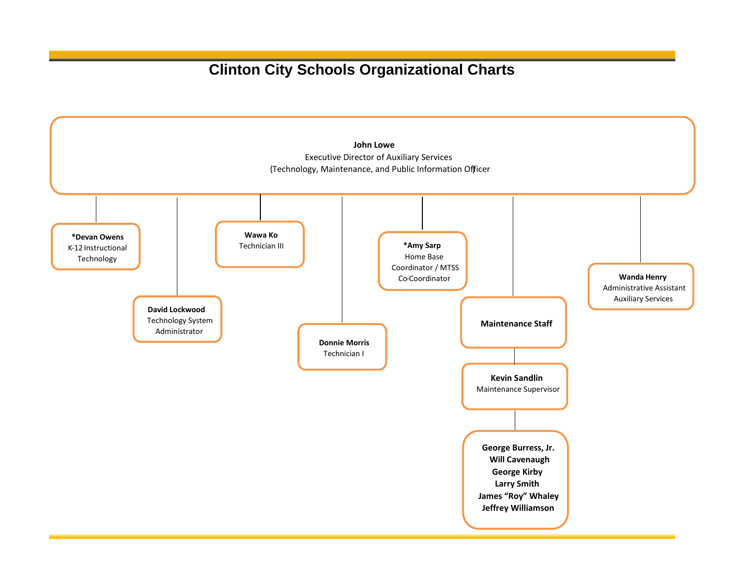# Clinton City Schools Organizational Charts

**John Lowe**
Executive Director of Auxiliary Services
(Technology, Maintenance, and Public Information Officer)

**\*Devan Owens**
K-12 Instructional Technology

**David Lockwood**
Technology System Administrator

**Wawa Ko**
Technician III

**Donnie Morris**
Technician I

**\*Amy Sarp**
Home Base Coordinator / MTSS Co-Coordinator

**Maintenance Staff**

**Kevin Sandlin**
Maintenance Supervisor

**George Burress, Jr.**
**Will Cavenaugh**
**George Kirby**
**Larry Smith**
**James "Roy" Whaley**
**Jeffrey Williamson**

**Wanda Henry**
Administrative Assistant Auxiliary Services